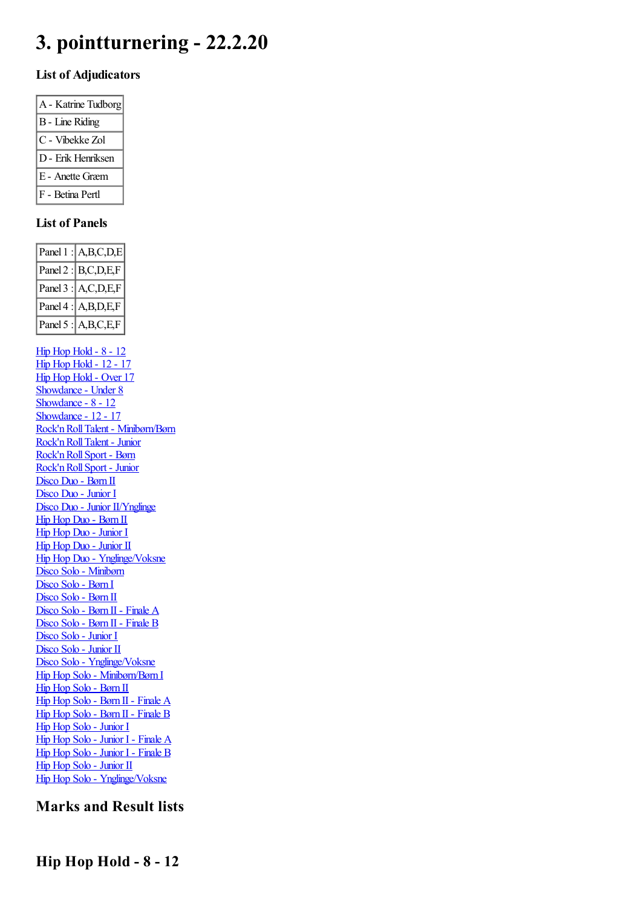# 3. pointturnering - 22.2.20

### List of Adjudicators

| A - Katrine Tudborg |
|---|
| B - Line Riding |
| C - Vibekke Zol |
| D - Erik Henriksen |
| E - Anette Græm |
| F - Betina Pertl |

### List of Panels

| Panel 1 : | A,B,C,D,E |
|---|---|
| Panel 2 : | B,C,D,E,F |
| Panel 3 : | A,C,D,E,F |
| Panel 4 : | A,B,D,E,F |
| Panel 5 : | A,B,C,E,F |

Hip Hop Hold - 8 - 12
Hip Hop Hold - 12 - 17
Hip Hop Hold - Over 17
Showdance - Under 8
Showdance - 8 - 12
Showdance - 12 - 17
Rock'n Roll Talent - Miniborn/Børn
Rock'n Roll Talent - Junior
Rock'n Roll Sport - Børn
Rock'n Roll Sport - Junior
Disco Duo - Børn II
Disco Duo - Junior I
Disco Duo - Junior II/Ynglinge
Hip Hop Duo - Børn II
Hip Hop Duo - Junior I
Hip Hop Duo - Junior II
Hip Hop Duo - Ynglinge/Voksne
Disco Solo - Miniborn
Disco Solo - Børn I
Disco Solo - Børn II
Disco Solo - Børn II - Finale A
Disco Solo - Børn II - Finale B
Disco Solo - Junior I
Disco Solo - Junior II
Disco Solo - Ynglinge/Voksne
Hip Hop Solo - Miniborn/Børn I
Hip Hop Solo - Børn II
Hip Hop Solo - Børn II - Finale A
Hip Hop Solo - Børn II - Finale B
Hip Hop Solo - Junior I
Hip Hop Solo - Junior I - Finale A
Hip Hop Solo - Junior I - Finale B
Hip Hop Solo - Junior II
Hip Hop Solo - Ynglinge/Voksne

## Marks and Result lists

## Hip Hop Hold - 8 - 12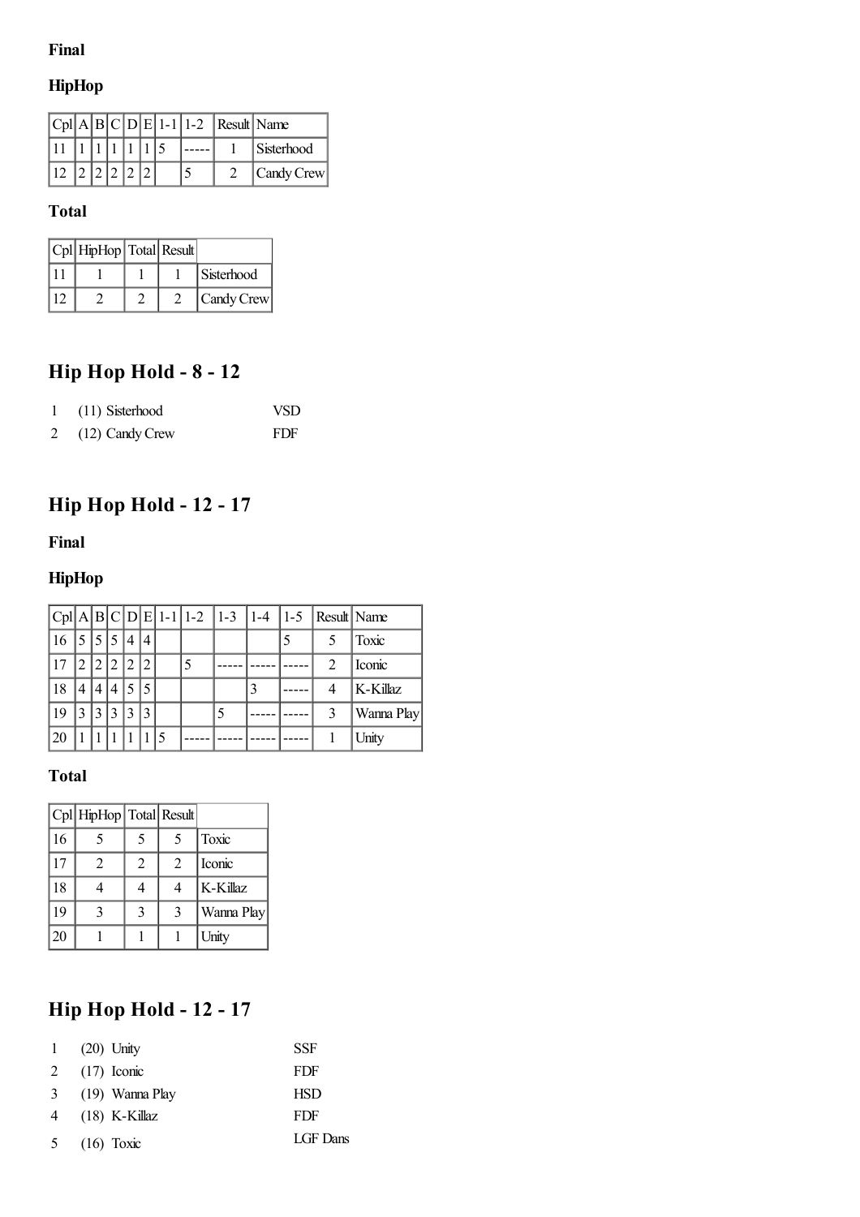**Final**

**HipHop**

| Cpl | A | B | C | D | E | 1-1 | 1-2 | Result | Name |
|---|---|---|---|---|---|---|---|---|---|
| 11 | 1 | 1 | 1 | 1 | 1 | 5 | ----- | 1 | Sisterhood |
| 12 | 2 | 2 | 2 | 2 | 2 | | 5 | 2 | Candy Crew |

**Total**

| Cpl | HipHop | Total | Result | |
|---|---|---|---|---|
| 11 | 1 | 1 | 1 | Sisterhood |
| 12 | 2 | 2 | 2 | Candy Crew |

## Hip Hop Hold - 8 - 12

| | | |
|---|---|---|
| 1 | (11) Sisterhood | VSD |
| 2 | (12) Candy Crew | FDF |

## Hip Hop Hold - 12 - 17

**Final**

**HipHop**

| Cpl | A | B | C | D | E | 1-1 | 1-2 | 1-3 | 1-4 | 1-5 | Result | Name |
|---|---|---|---|---|---|---|---|---|---|---|---|---|
| 16 | 5 | 5 | 5 | 4 | 4 | | | | | 5 | 5 | Toxic |
| 17 | 2 | 2 | 2 | 2 | 2 | | 5 | ----- | ----- | ----- | 2 | Iconic |
| 18 | 4 | 4 | 4 | 5 | 5 | | | | 3 | ----- | 4 | K-Killaz |
| 19 | 3 | 3 | 3 | 3 | 3 | | | 5 | ----- | ----- | 3 | Wanna Play |
| 20 | 1 | 1 | 1 | 1 | 1 | 5 | ----- | ----- | ----- | ----- | 1 | Unity |

**Total**

| Cpl | HipHop | Total | Result | |
|---|---|---|---|---|
| 16 | 5 | 5 | 5 | Toxic |
| 17 | 2 | 2 | 2 | Iconic |
| 18 | 4 | 4 | 4 | K-Killaz |
| 19 | 3 | 3 | 3 | Wanna Play |
| 20 | 1 | 1 | 1 | Unity |

## Hip Hop Hold - 12 - 17

| | | |
|---|---|---|
| 1 | (20) Unity | SSF |
| 2 | (17) Iconic | FDF |
| 3 | (19) Wanna Play | HSD |
| 4 | (18) K-Killaz | FDF |
| 5 | (16) Toxic | LGF Dans |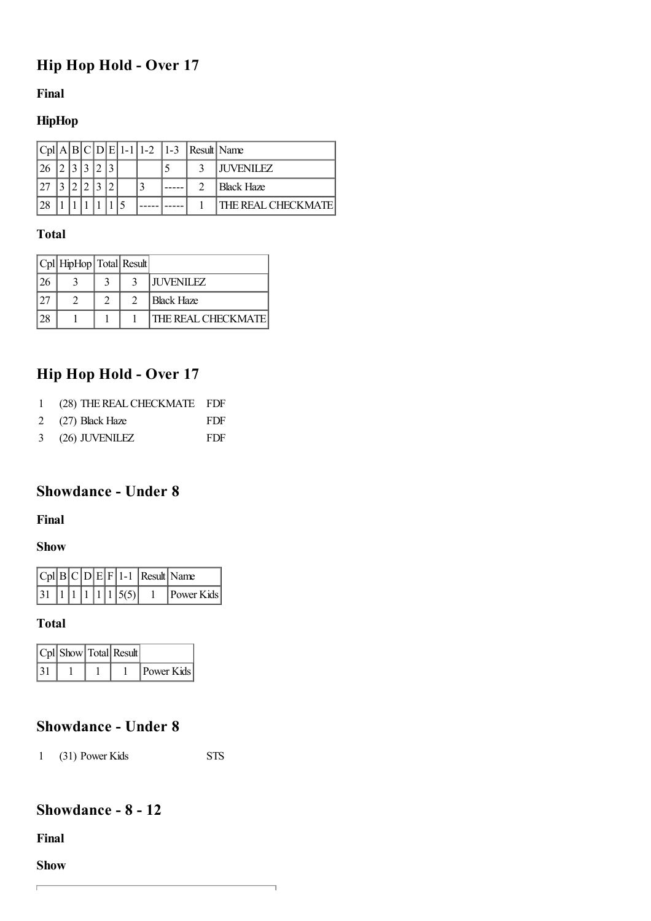## Hip Hop Hold - Over 17

### Final

### HipHop

| Cpl | A | B | C | D | E | 1-1 | 1-2 | 1-3 | Result | Name |
|---|---|---|---|---|---|---|---|---|---|---|
| 26 | 2 | 3 | 3 | 2 | 3 | | | 5 | 3 | JUVENILEZ |
| 27 | 3 | 2 | 2 | 3 | 2 | | 3 | ----- | 2 | Black Haze |
| 28 | 1 | 1 | 1 | 1 | 1 | 5 | ----- | ----- | 1 | THE REAL CHECKMATE |

### Total

| Cpl | HipHop | Total | Result | |
|---|---|---|---|---|
| 26 | 3 | 3 | 3 | JUVENILEZ |
| 27 | 2 | 2 | 2 | Black Haze |
| 28 | 1 | 1 | 1 | THE REAL CHECKMATE |

## Hip Hop Hold - Over 17

1 (28) THE REAL CHECKMATE FDF
2 (27) Black Haze FDF
3 (26) JUVENILEZ FDF

## Showdance - Under 8

### Final

### Show

| Cpl | B | C | D | E | F | 1-1 | Result | Name |
|---|---|---|---|---|---|---|---|---|
| 31 | 1 | 1 | 1 | 1 | 1 | 5(5) | 1 | Power Kids |

### Total

| Cpl | Show | Total | Result | |
|---|---|---|---|---|
| 31 | 1 | 1 | 1 | Power Kids |

## Showdance - Under 8

1 (31) Power Kids STS

## Showdance - 8 - 12

### Final

### Show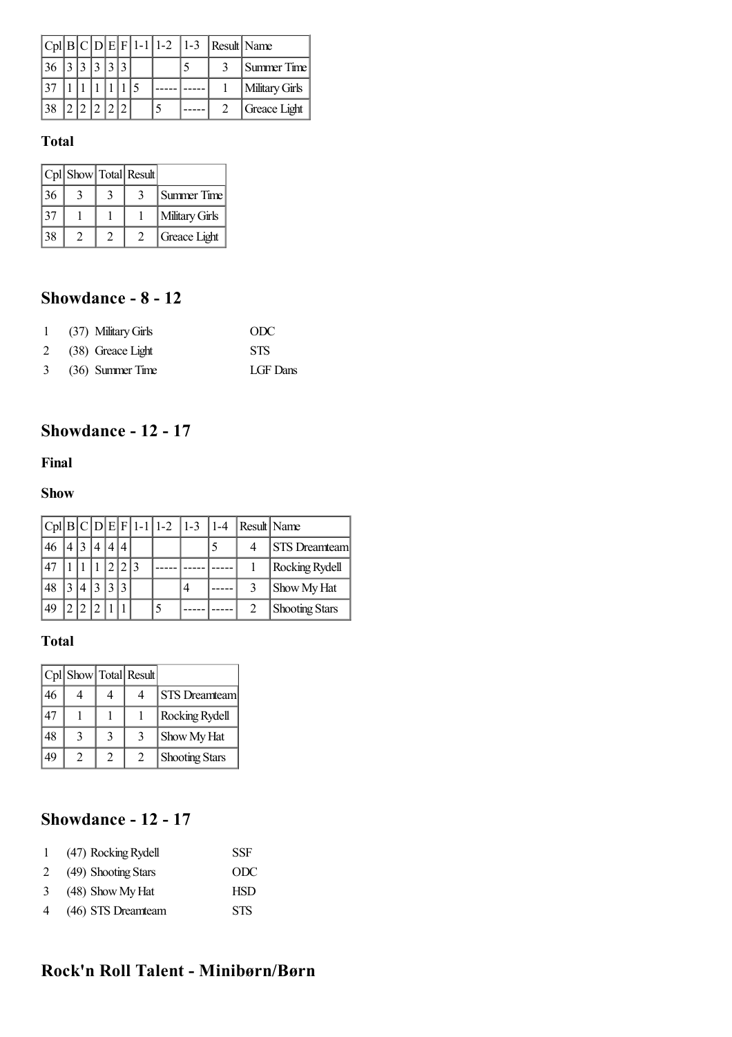| Cpl | B | C | D | E | F | 1-1 | 1-2 | 1-3 | Result | Name |
|---|---|---|---|---|---|---|---|---|---|---|
| 36 | 3 | 3 | 3 | 3 | 3 | | | 5 | 3 | Summer Time |
| 37 | 1 | 1 | 1 | 1 | 1 | 5 | ----- | ----- | 1 | Military Girls |
| 38 | 2 | 2 | 2 | 2 | 2 | | 5 | ----- | 2 | Greace Light |

**Total**

| Cpl | Show | Total | Result | |
|---|---|---|---|---|
| 36 | 3 | 3 | 3 | Summer Time |
| 37 | 1 | 1 | 1 | Military Girls |
| 38 | 2 | 2 | 2 | Greace Light |

## Showdance - 8 - 12

| | | |
|---|---|---|
| 1 | (37) Military Girls | ODC |
| 2 | (38) Greace Light | STS |
| 3 | (36) Summer Time | LGF Dans |

## Showdance - 12 - 17

**Final**

**Show**

| Cpl | B | C | D | E | F | 1-1 | 1-2 | 1-3 | 1-4 | Result | Name |
|---|---|---|---|---|---|---|---|---|---|---|---|
| 46 | 4 | 3 | 4 | 4 | 4 | | | | 5 | 4 | STS Dreamteam |
| 47 | 1 | 1 | 1 | 2 | 2 | 3 | ----- | ----- | ----- | 1 | Rocking Rydell |
| 48 | 3 | 4 | 3 | 3 | 3 | | | 4 | ----- | 3 | Show My Hat |
| 49 | 2 | 2 | 2 | 1 | 1 | | 5 | ----- | ----- | 2 | Shooting Stars |

**Total**

| Cpl | Show | Total | Result | |
|---|---|---|---|---|
| 46 | 4 | 4 | 4 | STS Dreamteam |
| 47 | 1 | 1 | 1 | Rocking Rydell |
| 48 | 3 | 3 | 3 | Show My Hat |
| 49 | 2 | 2 | 2 | Shooting Stars |

## Showdance - 12 - 17

| | | |
|---|---|---|
| 1 | (47) Rocking Rydell | SSF |
| 2 | (49) Shooting Stars | ODC |
| 3 | (48) Show My Hat | HSD |
| 4 | (46) STS Dreamteam | STS |

## Rock'n Roll Talent - Minibørn/Børn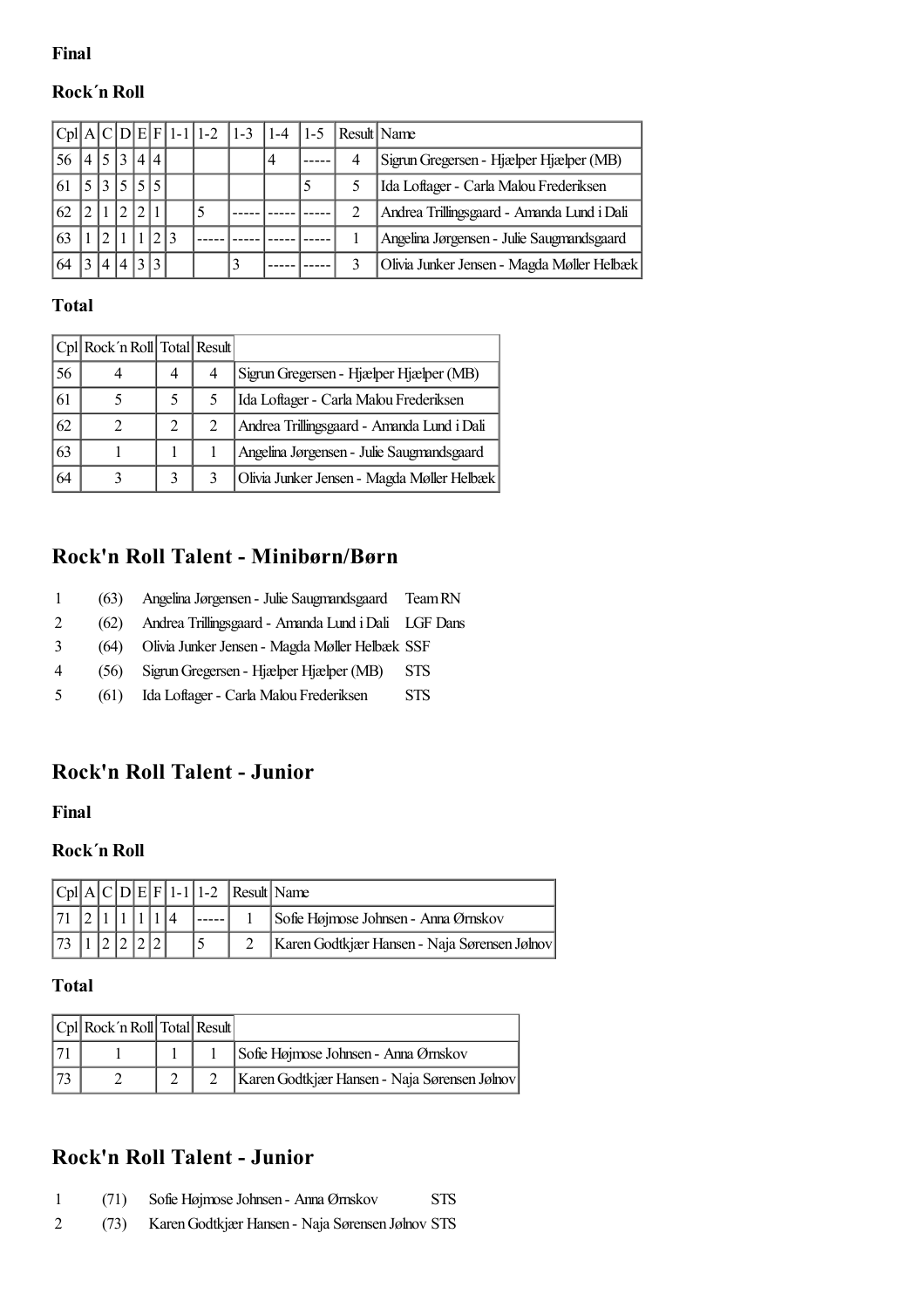**Final**

**Rock´n Roll**

| Cpl | A | C | D | E | F | 1-1 | 1-2 | 1-3 | 1-4 | 1-5 | Result | Name |
|---|---|---|---|---|---|---|---|---|---|---|---|---|
| 56 | 4 | 5 | 3 | 4 | 4 | | | | 4 | ----- | 4 | Sigrun Gregersen - Hjælper Hjælper (MB) |
| 61 | 5 | 3 | 5 | 5 | 5 | | | | | 5 | 5 | Ida Loftager - Carla Malou Frederiksen |
| 62 | 2 | 1 | 2 | 2 | 1 | | 5 | ----- | ----- | ----- | 2 | Andrea Trillingsgaard - Amanda Lund i Dali |
| 63 | 1 | 2 | 1 | 1 | 2 | 3 | ----- | ----- | ----- | ----- | 1 | Angelina Jørgensen - Julie Saugmandsgaard |
| 64 | 3 | 4 | 4 | 3 | 3 | | | 3 | ----- | ----- | 3 | Olivia Junker Jensen - Magda Møller Helbæk |

**Total**

| Cpl | Rock´n Roll | Total | Result | |
|---|---|---|---|---|
| 56 | 4 | 4 | 4 | Sigrun Gregersen - Hjælper Hjælper (MB) |
| 61 | 5 | 5 | 5 | Ida Loftager - Carla Malou Frederiksen |
| 62 | 2 | 2 | 2 | Andrea Trillingsgaard - Amanda Lund i Dali |
| 63 | 1 | 1 | 1 | Angelina Jørgensen - Julie Saugmandsgaard |
| 64 | 3 | 3 | 3 | Olivia Junker Jensen - Magda Møller Helbæk |

## Rock'n Roll Talent - Minibørn/Børn

| | | | |
|---|---|---|---|
| 1 | (63) | Angelina Jørgensen - Julie Saugmandsgaard | Team RN |
| 2 | (62) | Andrea Trillingsgaard - Amanda Lund i Dali | LGF Dans |
| 3 | (64) | Olivia Junker Jensen - Magda Møller Helbæk | SSF |
| 4 | (56) | Sigrun Gregersen - Hjælper Hjælper (MB) | STS |
| 5 | (61) | Ida Loftager - Carla Malou Frederiksen | STS |

## Rock'n Roll Talent - Junior

**Final**

**Rock´n Roll**

| Cpl | A | C | D | E | F | 1-1 | 1-2 | Result | Name |
|---|---|---|---|---|---|---|---|---|---|
| 71 | 2 | 1 | 1 | 1 | 1 | 4 | ----- | 1 | Sofie Højmose Johnsen - Anna Ørnskov |
| 73 | 1 | 2 | 2 | 2 | 2 | | 5 | 2 | Karen Godtkjær Hansen - Naja Sørensen Jølnov |

**Total**

| Cpl | Rock´n Roll | Total | Result | |
|---|---|---|---|---|
| 71 | 1 | 1 | 1 | Sofie Højmose Johnsen - Anna Ørnskov |
| 73 | 2 | 2 | 2 | Karen Godtkjær Hansen - Naja Sørensen Jølnov |

## Rock'n Roll Talent - Junior

| | | | |
|---|---|---|---|
| 1 | (71) | Sofie Højmose Johnsen - Anna Ørnskov | STS |
| 2 | (73) | Karen Godtkjær Hansen - Naja Sørensen Jølnov | STS |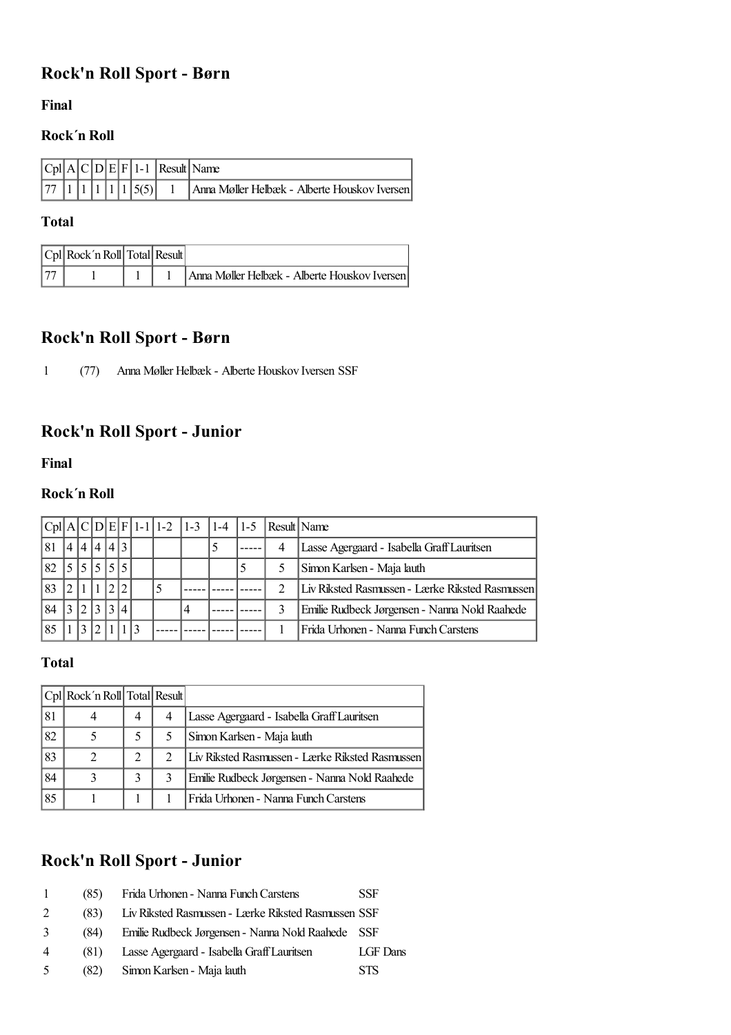## Rock'n Roll Sport - Børn

### Final

### Rock´n Roll

| Cpl | A | C | D | E | F | 1-1 | Result | Name |
|---|---|---|---|---|---|---|---|---|
| 77 | 1 | 1 | 1 | 1 | 1 | 5(5) | 1 | Anna Møller Helbæk - Alberte Houskov Iversen |

### Total

| Cpl | Rock´n Roll | Total | Result | |
|---|---|---|---|---|
| 77 | 1 | 1 | 1 | Anna Møller Helbæk - Alberte Houskov Iversen |

## Rock'n Roll Sport - Børn

| | | |
|---|---|---|
| 1 | (77) | Anna Møller Helbæk - Alberte Houskov Iversen SSF |

## Rock'n Roll Sport - Junior

### Final

### Rock´n Roll

| Cpl | A | C | D | E | F | 1-1 | 1-2 | 1-3 | 1-4 | 1-5 | Result | Name |
|---|---|---|---|---|---|---|---|---|---|---|---|---|
| 81 | 4 | 4 | 4 | 4 | 3 | | | | 5 | ----- | 4 | Lasse Agergaard - Isabella Graff Lauritsen |
| 82 | 5 | 5 | 5 | 5 | 5 | | | | | 5 | 5 | Simon Karlsen - Maja lauth |
| 83 | 2 | 1 | 1 | 2 | 2 | | 5 | ----- | ----- | ----- | 2 | Liv Riksted Rasmussen - Lærke Riksted Rasmussen |
| 84 | 3 | 2 | 3 | 3 | 4 | | | 4 | ----- | ----- | 3 | Emilie Rudbeck Jørgensen - Nanna Nold Raahede |
| 85 | 1 | 3 | 2 | 1 | 1 | 3 | ----- | ----- | ----- | ----- | 1 | Frida Urhonen - Nanna Funch Carstens |

### Total

| Cpl | Rock´n Roll | Total | Result | |
|---|---|---|---|---|
| 81 | 4 | 4 | 4 | Lasse Agergaard - Isabella Graff Lauritsen |
| 82 | 5 | 5 | 5 | Simon Karlsen - Maja lauth |
| 83 | 2 | 2 | 2 | Liv Riksted Rasmussen - Lærke Riksted Rasmussen |
| 84 | 3 | 3 | 3 | Emilie Rudbeck Jørgensen - Nanna Nold Raahede |
| 85 | 1 | 1 | 1 | Frida Urhonen - Nanna Funch Carstens |

## Rock'n Roll Sport - Junior

| | | | |
|---|---|---|---|
| 1 | (85) | Frida Urhonen - Nanna Funch Carstens | SSF |
| 2 | (83) | Liv Riksted Rasmussen - Lærke Riksted Rasmussen | SSF |
| 3 | (84) | Emilie Rudbeck Jørgensen - Nanna Nold Raahede | SSF |
| 4 | (81) | Lasse Agergaard - Isabella Graff Lauritsen | LGF Dans |
| 5 | (82) | Simon Karlsen - Maja lauth | STS |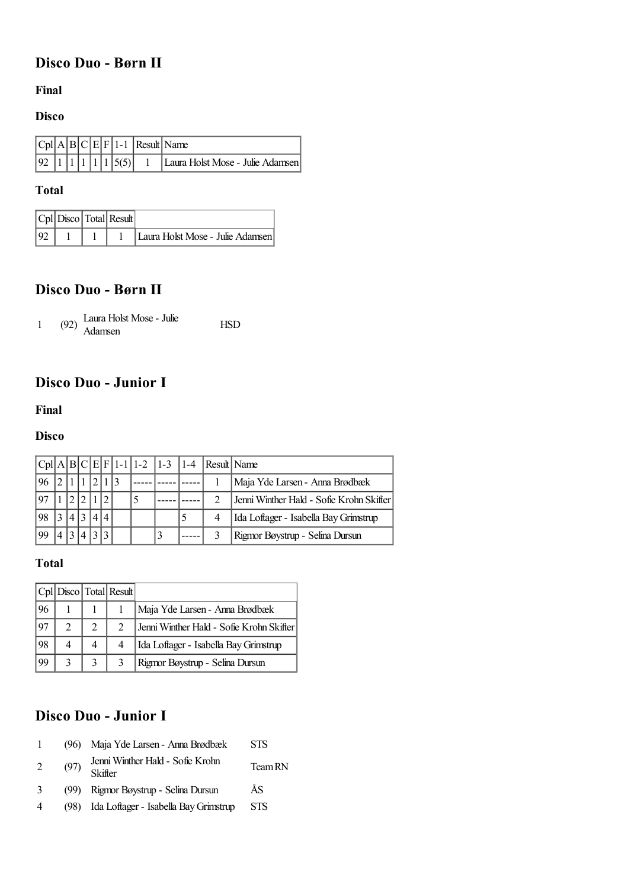## Disco Duo - Børn II

### Final

### Disco

| Cpl | A | B | C | E | F | 1-1 | Result | Name |
|---|---|---|---|---|---|---|---|---|
| 92 | 1 | 1 | 1 | 1 | 1 | 5(5) | 1 | Laura Holst Mose - Julie Adamsen |

### Total

| Cpl | Disco | Total | Result | |
|---|---|---|---|---|
| 92 | 1 | 1 | 1 | Laura Holst Mose - Julie Adamsen |

## Disco Duo - Børn II

| | | | |
|---|---|---|---|
| 1 | (92) | Laura Holst Mose - Julie Adamsen | HSD |

## Disco Duo - Junior I

### Final

### Disco

| Cpl | A | B | C | E | F | 1-1 | 1-2 | 1-3 | 1-4 | Result | Name |
|---|---|---|---|---|---|---|---|---|---|---|---|
| 96 | 2 | 1 | 1 | 2 | 1 | 3 | ----- | ----- | ----- | 1 | Maja Yde Larsen - Anna Brødbæk |
| 97 | 1 | 2 | 2 | 1 | 2 | | 5 | ----- | ----- | 2 | Jenni Winther Hald - Sofie Krohn Skifter |
| 98 | 3 | 4 | 3 | 4 | 4 | | | | 5 | 4 | Ida Loftager - Isabella Bay Grimstrup |
| 99 | 4 | 3 | 4 | 3 | 3 | | | 3 | ----- | 3 | Rigmor Bøystrup - Selina Dursun |

### Total

| Cpl | Disco | Total | Result | |
|---|---|---|---|---|
| 96 | 1 | 1 | 1 | Maja Yde Larsen - Anna Brødbæk |
| 97 | 2 | 2 | 2 | Jenni Winther Hald - Sofie Krohn Skifter |
| 98 | 4 | 4 | 4 | Ida Loftager - Isabella Bay Grimstrup |
| 99 | 3 | 3 | 3 | Rigmor Bøystrup - Selina Dursun |

## Disco Duo - Junior I

| | | | |
|---|---|---|---|
| 1 | (96) | Maja Yde Larsen - Anna Brødbæk | STS |
| 2 | (97) | Jenni Winther Hald - Sofie Krohn Skifter | Team RN |
| 3 | (99) | Rigmor Bøystrup - Selina Dursun | ÅS |
| 4 | (98) | Ida Loftager - Isabella Bay Grimstrup | STS |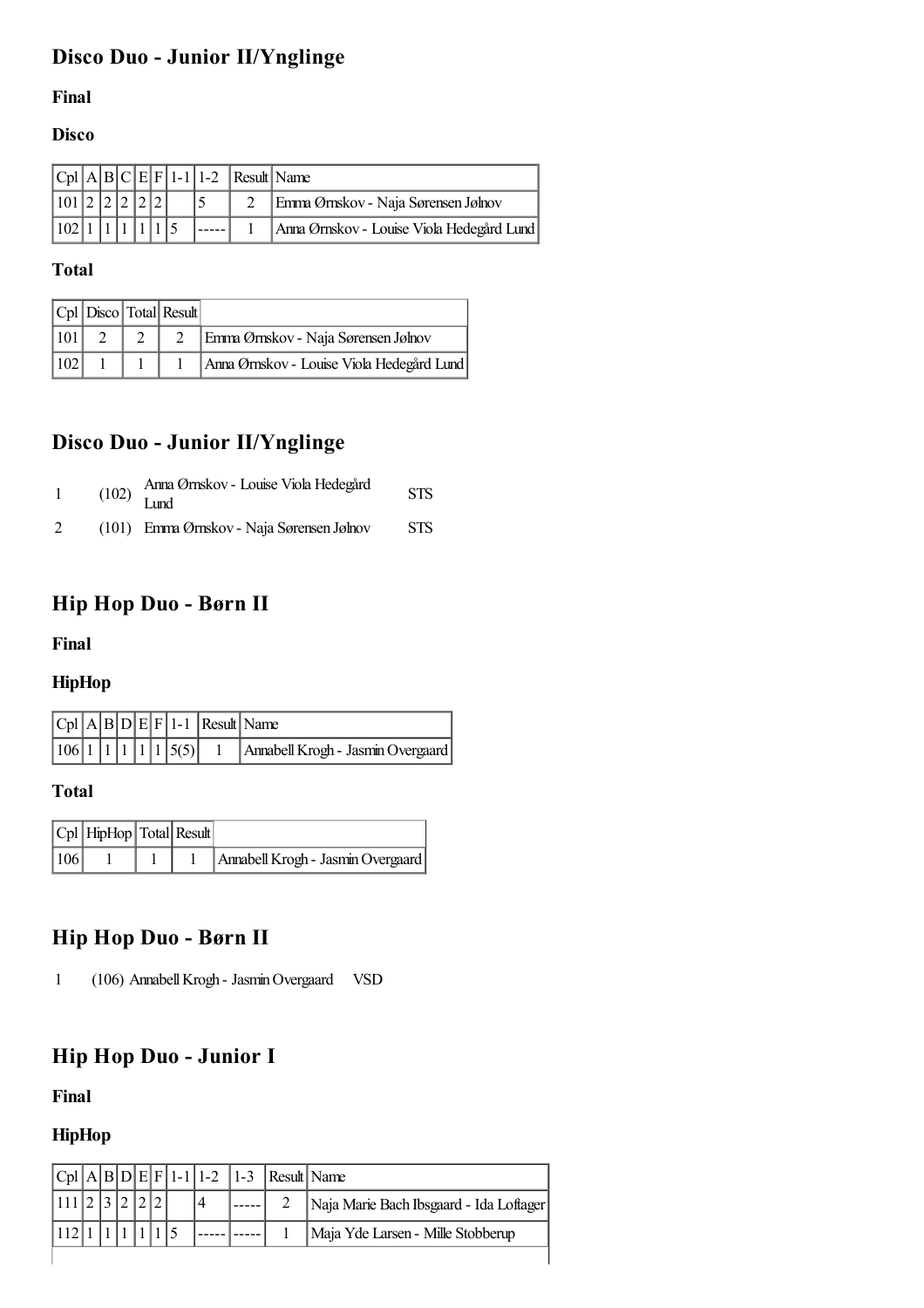## Disco Duo - Junior II/Ynglinge

### Final

### Disco

| Cpl | A | B | C | E | F | 1-1 | 1-2 | Result | Name |
|---|---|---|---|---|---|---|---|---|---|
| 101 | 2 | 2 | 2 | 2 | 2 | | 5 | 2 | Emma Ørnskov - Naja Sørensen Jølnov |
| 102 | 1 | 1 | 1 | 1 | 1 | 5 | ----- | 1 | Anna Ørnskov - Louise Viola Hedegård Lund |

### Total

| Cpl | Disco | Total | Result | |
|---|---|---|---|---|
| 101 | 2 | 2 | 2 | Emma Ørnskov - Naja Sørensen Jølnov |
| 102 | 1 | 1 | 1 | Anna Ørnskov - Louise Viola Hedegård Lund |

## Disco Duo - Junior II/Ynglinge

| | | | |
|---|---|---|---|
| 1 | (102) | Anna Ørnskov - Louise Viola Hedegård Lund | STS |
| 2 | (101) | Emma Ørnskov - Naja Sørensen Jølnov | STS |

## Hip Hop Duo - Børn II

### Final

### HipHop

| Cpl | A | B | D | E | F | 1-1 | Result | Name |
|---|---|---|---|---|---|---|---|---|
| 106 | 1 | 1 | 1 | 1 | 1 | 5(5) | 1 | Annabell Krogh - Jasmin Overgaard |

### Total

| Cpl | HipHop | Total | Result | |
|---|---|---|---|---|
| 106 | 1 | 1 | 1 | Annabell Krogh - Jasmin Overgaard |

## Hip Hop Duo - Børn II

| | | | |
|---|---|---|---|
| 1 | (106) | Annabell Krogh - Jasmin Overgaard | VSD |

## Hip Hop Duo - Junior I

### Final

### HipHop

| Cpl | A | B | D | E | F | 1-1 | 1-2 | 1-3 | Result | Name |
|---|---|---|---|---|---|---|---|---|---|---|
| 111 | 2 | 3 | 2 | 2 | 2 | | 4 | ----- | 2 | Naja Marie Bach Ibsgaard - Ida Loftager |
| 112 | 1 | 1 | 1 | 1 | 1 | 5 | ----- | ----- | 1 | Maja Yde Larsen - Mille Stobberup |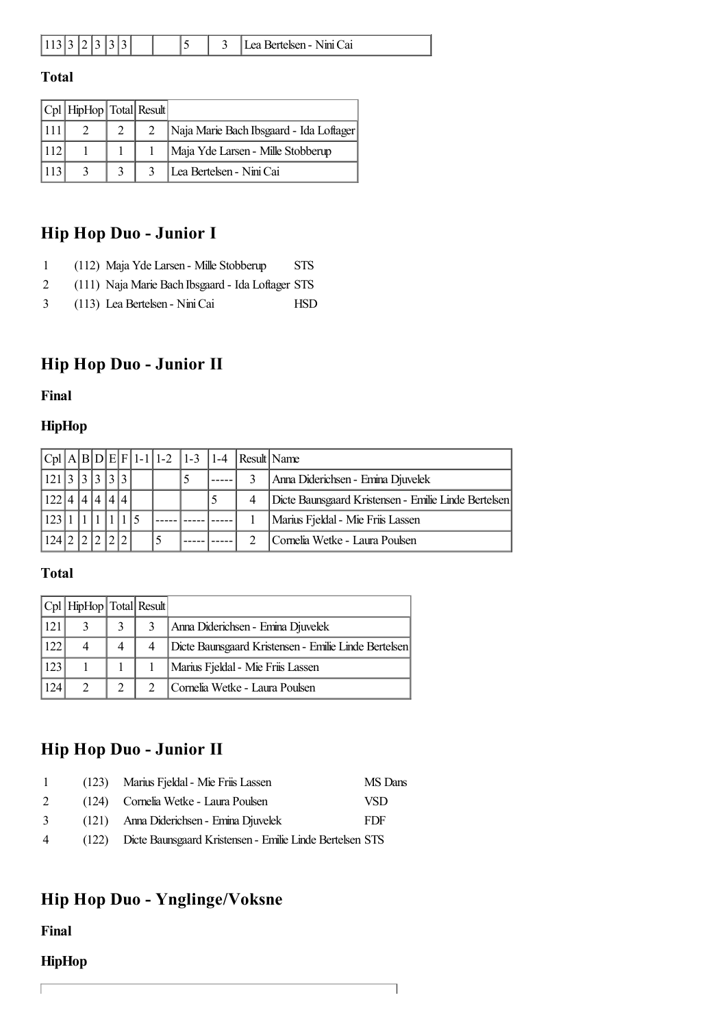| 113 | 3 | 2 | 3 | 3 | 3 | | | 5 | 3 | Lea Bertelsen - Nini Cai |
|---|---|---|---|---|---|---|---|---|---|---|

**Total**

| Cpl | HipHop | Total | Result | |
|---|---|---|---|---|
| 111 | 2 | 2 | 2 | Naja Marie Bach Ibsgaard - Ida Loftager |
| 112 | 1 | 1 | 1 | Maja Yde Larsen - Mille Stobberup |
| 113 | 3 | 3 | 3 | Lea Bertelsen - Nini Cai |

## Hip Hop Duo - Junior I

| | | | |
|---|---|---|---|
| 1 | (112) | Maja Yde Larsen - Mille Stobberup | STS |
| 2 | (111) | Naja Marie Bach Ibsgaard - Ida Loftager | STS |
| 3 | (113) | Lea Bertelsen - Nini Cai | HSD |

## Hip Hop Duo - Junior II

**Final**

**HipHop**

| Cpl | A | B | D | E | F | 1-1 | 1-2 | 1-3 | 1-4 | Result | Name |
|---|---|---|---|---|---|---|---|---|---|---|---|
| 121 | 3 | 3 | 3 | 3 | 3 | | | 5 | ----- | 3 | Anna Diderichsen - Emina Djuvelek |
| 122 | 4 | 4 | 4 | 4 | 4 | | | | 5 | 4 | Dicte Baunsgaard Kristensen - Emilie Linde Bertelsen |
| 123 | 1 | 1 | 1 | 1 | 1 | 5 | ----- | ----- | ----- | 1 | Marius Fjeldal - Mie Friis Lassen |
| 124 | 2 | 2 | 2 | 2 | 2 | | 5 | ----- | ----- | 2 | Cornelia Wetke - Laura Poulsen |

**Total**

| Cpl | HipHop | Total | Result | |
|---|---|---|---|---|
| 121 | 3 | 3 | 3 | Anna Diderichsen - Emina Djuvelek |
| 122 | 4 | 4 | 4 | Dicte Baunsgaard Kristensen - Emilie Linde Bertelsen |
| 123 | 1 | 1 | 1 | Marius Fjeldal - Mie Friis Lassen |
| 124 | 2 | 2 | 2 | Cornelia Wetke - Laura Poulsen |

## Hip Hop Duo - Junior II

| | | | |
|---|---|---|---|
| 1 | (123) | Marius Fjeldal - Mie Friis Lassen | MS Dans |
| 2 | (124) | Cornelia Wetke - Laura Poulsen | VSD |
| 3 | (121) | Anna Diderichsen - Emina Djuvelek | FDF |
| 4 | (122) | Dicte Baunsgaard Kristensen - Emilie Linde Bertelsen | STS |

## Hip Hop Duo - Ynglinge/Voksne

**Final**

**HipHop**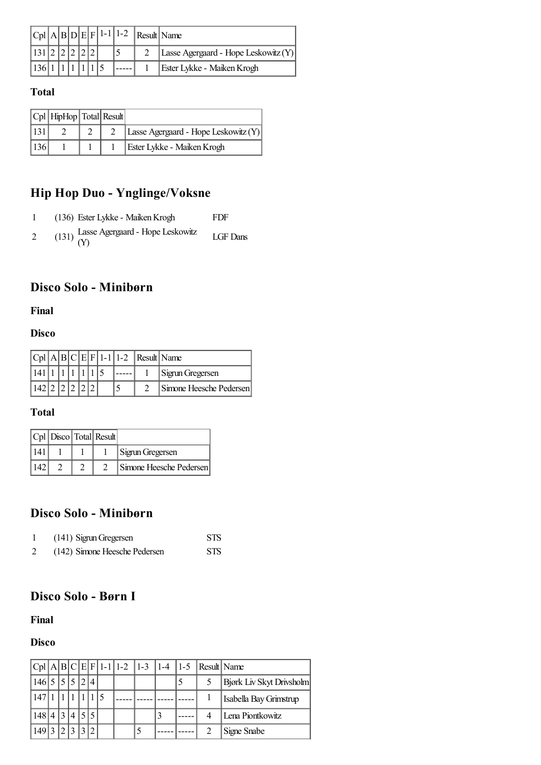| Cpl | A | B | D | E | F | 1-1 | 1-2 | Result | Name |
|---|---|---|---|---|---|---|---|---|---|
| 131 | 2 | 2 | 2 | 2 | 2 | | 5 | 2 | Lasse Agergaard - Hope Leskowitz (Y) |
| 136 | 1 | 1 | 1 | 1 | 1 | 5 | ----- | 1 | Ester Lykke - Maiken Krogh |

**Total**

| Cpl | HipHop | Total | Result | |
|---|---|---|---|---|
| 131 | 2 | 2 | 2 | Lasse Agergaard - Hope Leskowitz (Y) |
| 136 | 1 | 1 | 1 | Ester Lykke - Maiken Krogh |

## Hip Hop Duo - Ynglinge/Voksne

| | | | |
|---|---|---|---|
| 1 | (136) | Ester Lykke - Maiken Krogh | FDF |
| 2 | (131) | Lasse Agergaard - Hope Leskowitz (Y) | LGF Dans |

## Disco Solo - Minibørn

**Final**

**Disco**

| Cpl | A | B | C | E | F | 1-1 | 1-2 | Result | Name |
|---|---|---|---|---|---|---|---|---|---|
| 141 | 1 | 1 | 1 | 1 | 1 | 5 | ----- | 1 | Sigrun Gregersen |
| 142 | 2 | 2 | 2 | 2 | 2 | | 5 | 2 | Simone Heesche Pedersen |

**Total**

| Cpl | Disco | Total | Result | |
|---|---|---|---|---|
| 141 | 1 | 1 | 1 | Sigrun Gregersen |
| 142 | 2 | 2 | 2 | Simone Heesche Pedersen |

## Disco Solo - Minibørn

| | | | |
|---|---|---|---|
| 1 | (141) | Sigrun Gregersen | STS |
| 2 | (142) | Simone Heesche Pedersen | STS |

## Disco Solo - Børn I

**Final**

**Disco**

| Cpl | A | B | C | E | F | 1-1 | 1-2 | 1-3 | 1-4 | 1-5 | Result | Name |
|---|---|---|---|---|---|---|---|---|---|---|---|---|
| 146 | 5 | 5 | 5 | 2 | 4 | | | | | 5 | 5 | Bjørk Liv Skyt Drivsholm |
| 147 | 1 | 1 | 1 | 1 | 1 | 5 | ----- | ----- | ----- | ----- | 1 | Isabella Bay Grimstrup |
| 148 | 4 | 3 | 4 | 5 | 5 | | | | 3 | ----- | 4 | Lena Piontkowitz |
| 149 | 3 | 2 | 3 | 3 | 2 | | | 5 | ----- | ----- | 2 | Signe Snabe |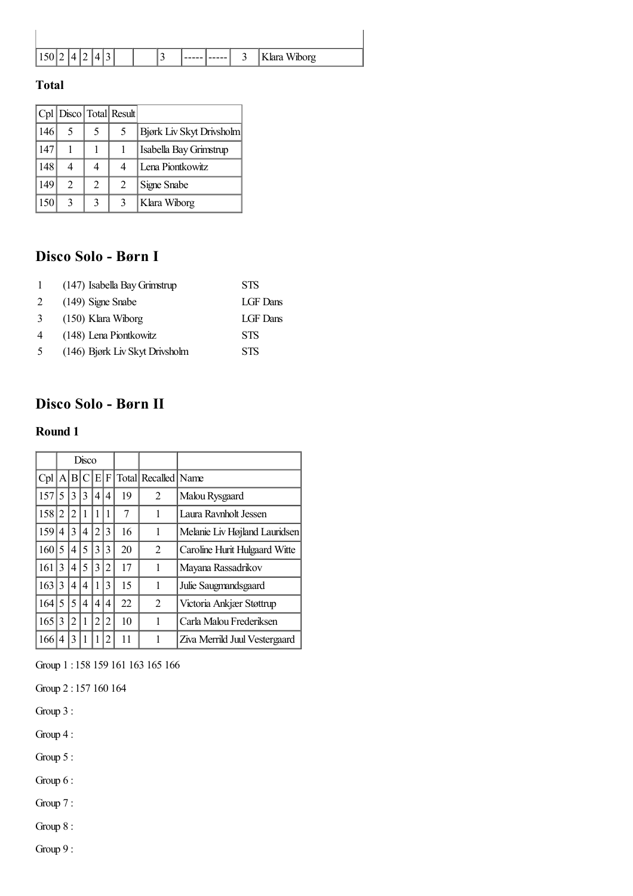| | | | | | | | | | | | | |
|---|---|---|---|---|---|---|---|---|---|---|---|---|
| 150 | 2 | 4 | 2 | 4 | 3 | | | 3 | ----- | ----- | 3 | Klara Wiborg |

### Total

| Cpl | Disco | Total | Result | |
|---|---|---|---|---|
| 146 | 5 | 5 | 5 | Bjørk Liv Skyt Drivsholm |
| 147 | 1 | 1 | 1 | Isabella Bay Grimstrup |
| 148 | 4 | 4 | 4 | Lena Piontkowitz |
| 149 | 2 | 2 | 2 | Signe Snabe |
| 150 | 3 | 3 | 3 | Klara Wiborg |

## Disco Solo - Børn I

| | | |
|---|---|---|
| 1 | (147) Isabella Bay Grimstrup | STS |
| 2 | (149) Signe Snabe | LGF Dans |
| 3 | (150) Klara Wiborg | LGF Dans |
| 4 | (148) Lena Piontkowitz | STS |
| 5 | (146) Bjørk Liv Skyt Drivsholm | STS |

## Disco Solo - Børn II

### Round 1

| | Disco | | | | | | | |
|---|---|---|---|---|---|---|---|---|
| Cpl | A | B | C | E | F | Total | Recalled | Name |
| 157 | 5 | 3 | 3 | 4 | 4 | 19 | 2 | Malou Rysgaard |
| 158 | 2 | 2 | 1 | 1 | 1 | 7 | 1 | Laura Ravnholt Jessen |
| 159 | 4 | 3 | 4 | 2 | 3 | 16 | 1 | Melanie Liv Højland Lauridsen |
| 160 | 5 | 4 | 5 | 3 | 3 | 20 | 2 | Caroline Hurit Hulgaard Witte |
| 161 | 3 | 4 | 5 | 3 | 2 | 17 | 1 | Mayana Rassadrikov |
| 163 | 3 | 4 | 4 | 1 | 3 | 15 | 1 | Julie Saugmandsgaard |
| 164 | 5 | 5 | 4 | 4 | 4 | 22 | 2 | Victoria Ankjær Støttrup |
| 165 | 3 | 2 | 1 | 2 | 2 | 10 | 1 | Carla Malou Frederiksen |
| 166 | 4 | 3 | 1 | 1 | 2 | 11 | 1 | Ziva Merrild Juul Vestergaard |

Group 1 : 158 159 161 163 165 166

Group 2 : 157 160 164

Group 3 :

Group 4 :

Group 5 :

Group 6 :

Group 7 :

Group 8 :

Group 9 :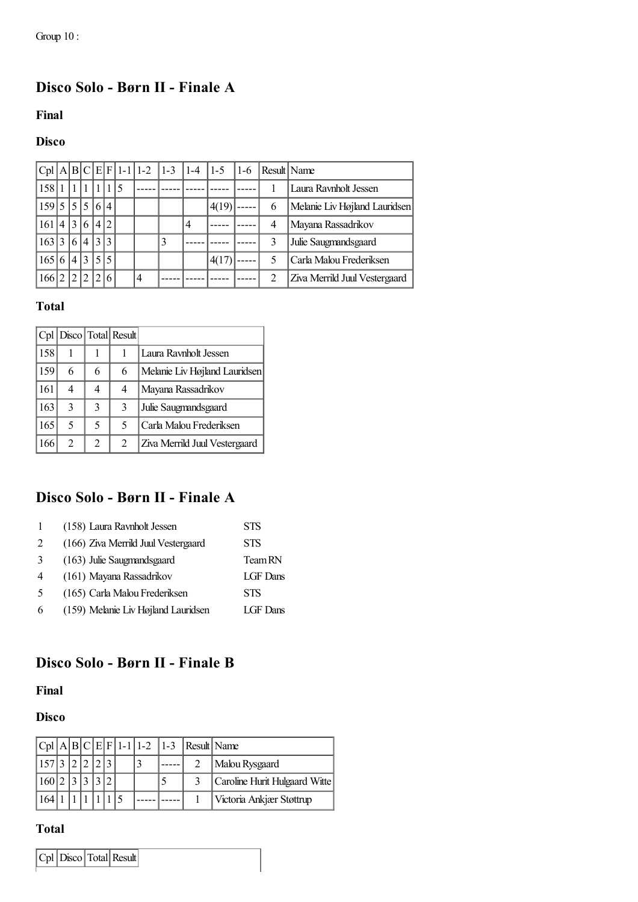Group 10 :

## Disco Solo - Børn II - Finale A

### Final

### Disco

| Cpl | A | B | C | E | F | 1-1 | 1-2 | 1-3 | 1-4 | 1-5 | 1-6 | Result | Name |
|---|---|---|---|---|---|---|---|---|---|---|---|---|---|
| 158 | 1 | 1 | 1 | 1 | 1 | 5 | ----- | ----- | ----- | ----- | ----- | 1 | Laura Ravnholt Jessen |
| 159 | 5 | 5 | 5 | 6 | 4 | | | | | 4(19) | ----- | 6 | Melanie Liv Højland Lauridsen |
| 161 | 4 | 3 | 6 | 4 | 2 | | | | 4 | ----- | ----- | 4 | Mayana Rassadrikov |
| 163 | 3 | 6 | 4 | 3 | 3 | | | 3 | ----- | ----- | ----- | 3 | Julie Saugmandsgaard |
| 165 | 6 | 4 | 3 | 5 | 5 | | | | | 4(17) | ----- | 5 | Carla Malou Frederiksen |
| 166 | 2 | 2 | 2 | 2 | 6 | | 4 | ----- | ----- | ----- | ----- | 2 | Ziva Merrild Juul Vestergaard |

### Total

| Cpl | Disco | Total | Result | |
|---|---|---|---|---|
| 158 | 1 | 1 | 1 | Laura Ravnholt Jessen |
| 159 | 6 | 6 | 6 | Melanie Liv Højland Lauridsen |
| 161 | 4 | 4 | 4 | Mayana Rassadrikov |
| 163 | 3 | 3 | 3 | Julie Saugmandsgaard |
| 165 | 5 | 5 | 5 | Carla Malou Frederiksen |
| 166 | 2 | 2 | 2 | Ziva Merrild Juul Vestergaard |

## Disco Solo - Børn II - Finale A

| | | |
|---|---|---|
| 1 | (158) Laura Ravnholt Jessen | STS |
| 2 | (166) Ziva Merrild Juul Vestergaard | STS |
| 3 | (163) Julie Saugmandsgaard | Team RN |
| 4 | (161) Mayana Rassadrikov | LGF Dans |
| 5 | (165) Carla Malou Frederiksen | STS |
| 6 | (159) Melanie Liv Højland Lauridsen | LGF Dans |

## Disco Solo - Børn II - Finale B

### Final

### Disco

| Cpl | A | B | C | E | F | 1-1 | 1-2 | 1-3 | Result | Name |
|---|---|---|---|---|---|---|---|---|---|---|
| 157 | 3 | 2 | 2 | 2 | 3 | | 3 | ----- | 2 | Malou Rysgaard |
| 160 | 2 | 3 | 3 | 3 | 2 | | | 5 | 3 | Caroline Hurit Hulgaard Witte |
| 164 | 1 | 1 | 1 | 1 | 1 | 5 | ----- | ----- | 1 | Victoria Ankjær Støttrup |

### Total

| Cpl | Disco | Total | Result | |
|---|---|---|---|---|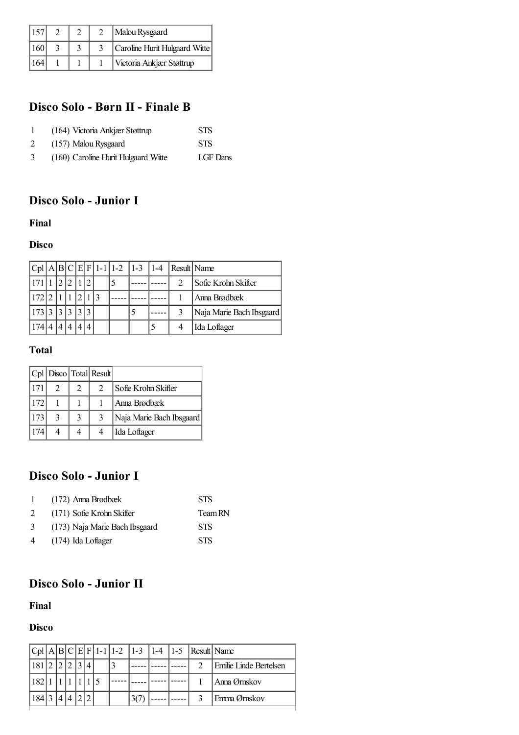| 157 | 2 | 2 | 2 | Malou Rysgaard |
|---|---|---|---|---|
| 160 | 3 | 3 | 3 | Caroline Hurit Hulgaard Witte |
| 164 | 1 | 1 | 1 | Victoria Ankjær Støttrup |

## Disco Solo - Børn II - Finale B

| | | |
|---|---|---|
| 1 | (164) Victoria Ankjær Støttrup | STS |
| 2 | (157) Malou Rysgaard | STS |
| 3 | (160) Caroline Hurit Hulgaard Witte | LGF Dans |

## Disco Solo - Junior I

### Final

### Disco

| Cpl | A | B | C | E | F | 1-1 | 1-2 | 1-3 | 1-4 | Result | Name |
|---|---|---|---|---|---|---|---|---|---|---|---|
| 171 | 1 | 2 | 2 | 1 | 2 | | 5 | ----- | ----- | 2 | Sofie Krohn Skifter |
| 172 | 2 | 1 | 1 | 2 | 1 | 3 | ----- | ----- | ----- | 1 | Anna Brødbæk |
| 173 | 3 | 3 | 3 | 3 | 3 | | | 5 | ----- | 3 | Naja Marie Bach Ibsgaard |
| 174 | 4 | 4 | 4 | 4 | 4 | | | | 5 | 4 | Ida Loftager |

### Total

| Cpl | Disco | Total | Result | |
|---|---|---|---|---|
| 171 | 2 | 2 | 2 | Sofie Krohn Skifter |
| 172 | 1 | 1 | 1 | Anna Brødbæk |
| 173 | 3 | 3 | 3 | Naja Marie Bach Ibsgaard |
| 174 | 4 | 4 | 4 | Ida Loftager |

## Disco Solo - Junior I

| | | |
|---|---|---|
| 1 | (172) Anna Brødbæk | STS |
| 2 | (171) Sofie Krohn Skifter | Team RN |
| 3 | (173) Naja Marie Bach Ibsgaard | STS |
| 4 | (174) Ida Loftager | STS |

## Disco Solo - Junior II

### Final

### Disco

| Cpl | A | B | C | E | F | 1-1 | 1-2 | 1-3 | 1-4 | 1-5 | Result | Name |
|---|---|---|---|---|---|---|---|---|---|---|---|---|
| 181 | 2 | 2 | 2 | 3 | 4 | | 3 | ----- | ----- | ----- | 2 | Emilie Linde Bertelsen |
| 182 | 1 | 1 | 1 | 1 | 1 | 5 | ----- | ----- | ----- | ----- | 1 | Anna Ørnskov |
| 184 | 3 | 4 | 4 | 2 | 2 | | | 3(7) | ----- | ----- | 3 | Emma Ørnskov |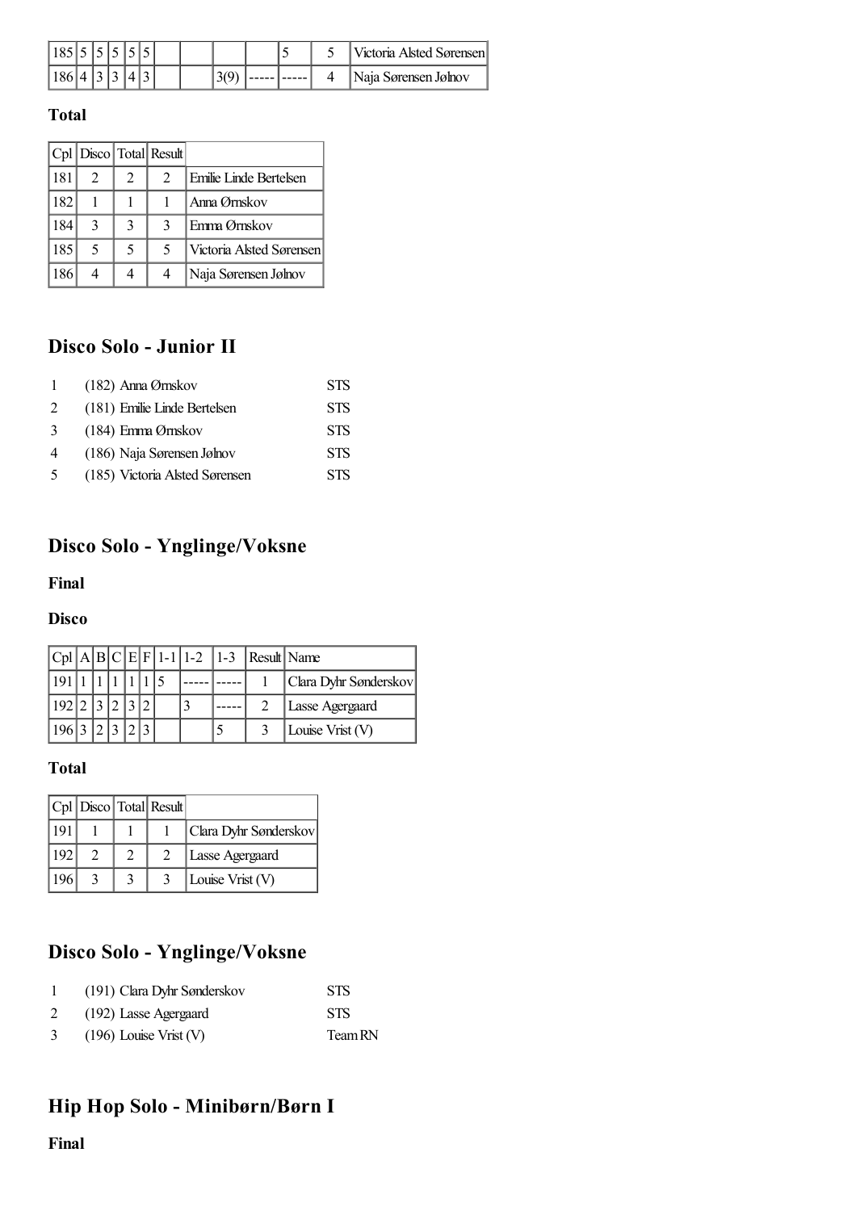| | | | | | | | | | | | | |
|---|---|---|---|---|---|---|---|---|---|---|---|---|
| 185 | 5 | 5 | 5 | 5 | 5 | | | | | 5 | 5 | Victoria Alsted Sørensen |
| 186 | 4 | 3 | 3 | 4 | 3 | | | 3(9) | ----- | ----- | 4 | Naja Sørensen Jølnov |

**Total**

| Cpl | Disco | Total | Result | |
|---|---|---|---|---|
| 181 | 2 | 2 | 2 | Emilie Linde Bertelsen |
| 182 | 1 | 1 | 1 | Anna Ørnskov |
| 184 | 3 | 3 | 3 | Emma Ørnskov |
| 185 | 5 | 5 | 5 | Victoria Alsted Sørensen |
| 186 | 4 | 4 | 4 | Naja Sørensen Jølnov |

## Disco Solo - Junior II

| | | |
|---|---|---|
| 1 | (182) Anna Ørnskov | STS |
| 2 | (181) Emilie Linde Bertelsen | STS |
| 3 | (184) Emma Ørnskov | STS |
| 4 | (186) Naja Sørensen Jølnov | STS |
| 5 | (185) Victoria Alsted Sørensen | STS |

## Disco Solo - Ynglinge/Voksne

**Final**

**Disco**

| Cpl | A | B | C | E | F | 1-1 | 1-2 | 1-3 | Result | Name |
|---|---|---|---|---|---|---|---|---|---|---|
| 191 | 1 | 1 | 1 | 1 | 1 | 5 | ----- | ----- | 1 | Clara Dyhr Sønderskov |
| 192 | 2 | 3 | 2 | 3 | 2 | | 3 | ----- | 2 | Lasse Agergaard |
| 196 | 3 | 2 | 3 | 2 | 3 | | | 5 | 3 | Louise Vrist (V) |

**Total**

| Cpl | Disco | Total | Result | |
|---|---|---|---|---|
| 191 | 1 | 1 | 1 | Clara Dyhr Sønderskov |
| 192 | 2 | 2 | 2 | Lasse Agergaard |
| 196 | 3 | 3 | 3 | Louise Vrist (V) |

## Disco Solo - Ynglinge/Voksne

| | | |
|---|---|---|
| 1 | (191) Clara Dyhr Sønderskov | STS |
| 2 | (192) Lasse Agergaard | STS |
| 3 | (196) Louise Vrist (V) | Team RN |

## Hip Hop Solo - Minibørn/Børn I

**Final**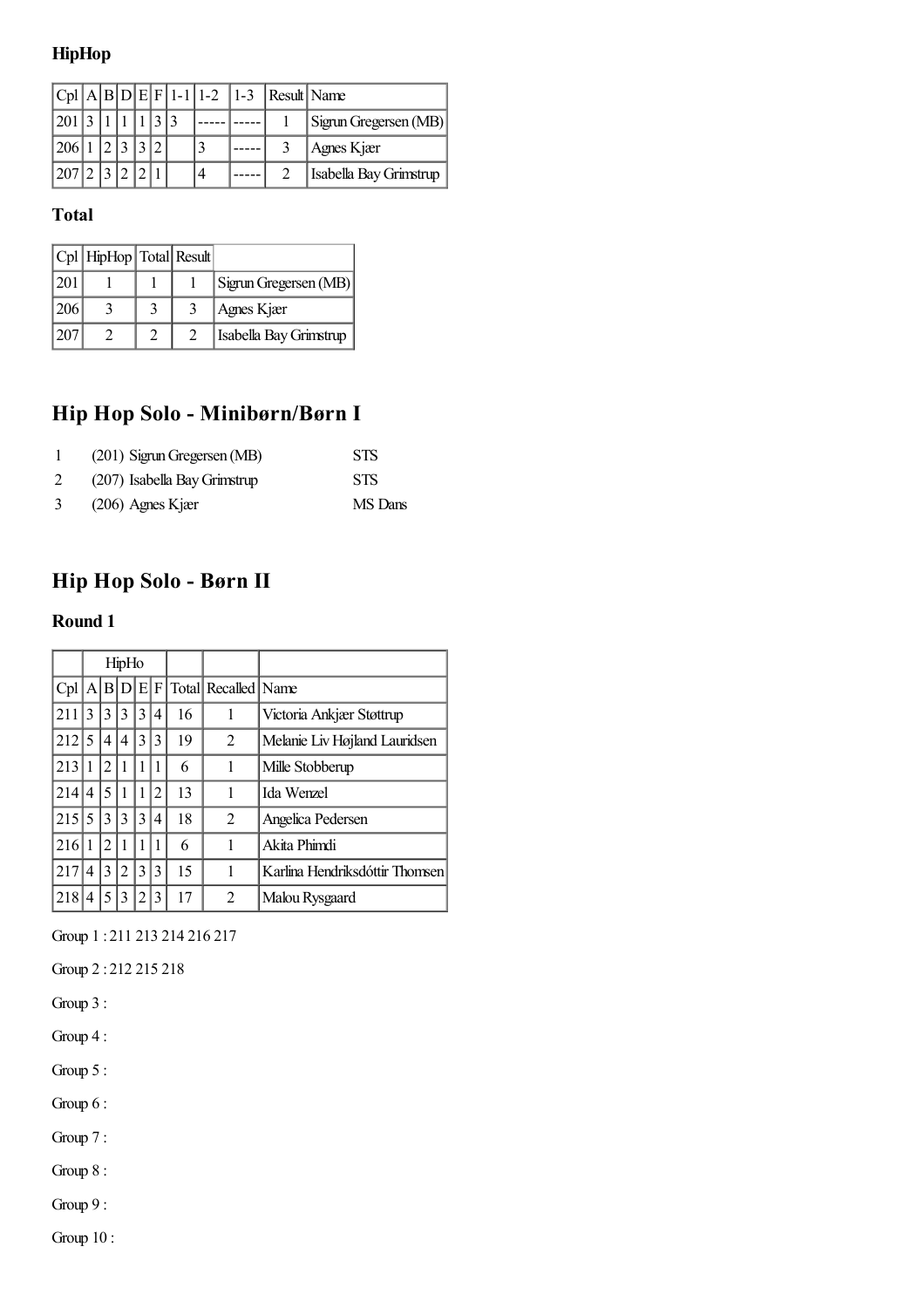### HipHop

| Cpl | A | B | D | E | F | 1-1 | 1-2 | 1-3 | Result | Name |
|---|---|---|---|---|---|---|---|---|---|---|
| 201 | 3 | 1 | 1 | 1 | 3 | 3 | ----- | ----- | 1 | Sigrun Gregersen (MB) |
| 206 | 1 | 2 | 3 | 3 | 2 | | 3 | ----- | 3 | Agnes Kjær |
| 207 | 2 | 3 | 2 | 2 | 1 | | 4 | ----- | 2 | Isabella Bay Grimstrup |

### Total

| Cpl | HipHop | Total | Result | |
|---|---|---|---|---|
| 201 | 1 | 1 | 1 | Sigrun Gregersen (MB) |
| 206 | 3 | 3 | 3 | Agnes Kjær |
| 207 | 2 | 2 | 2 | Isabella Bay Grimstrup |

## Hip Hop Solo - Minibørn/Børn I

| | | |
|---|---|---|
| 1 | (201) Sigrun Gregersen (MB) | STS |
| 2 | (207) Isabella Bay Grimstrup | STS |
| 3 | (206) Agnes Kjær | MS Dans |

## Hip Hop Solo - Børn II

### Round 1

| | HipHo | | | | | | | |
|---|---|---|---|---|---|---|---|---|
| Cpl | A | B | D | E | F | Total | Recalled | Name |
| 211 | 3 | 3 | 3 | 3 | 4 | 16 | 1 | Victoria Ankjær Støttrup |
| 212 | 5 | 4 | 4 | 3 | 3 | 19 | 2 | Melanie Liv Højland Lauridsen |
| 213 | 1 | 2 | 1 | 1 | 1 | 6 | 1 | Mille Stobberup |
| 214 | 4 | 5 | 1 | 1 | 2 | 13 | 1 | Ida Wenzel |
| 215 | 5 | 3 | 3 | 3 | 4 | 18 | 2 | Angelica Pedersen |
| 216 | 1 | 2 | 1 | 1 | 1 | 6 | 1 | Akita Phimdi |
| 217 | 4 | 3 | 2 | 3 | 3 | 15 | 1 | Karlina Hendriksdóttir Thomsen |
| 218 | 4 | 5 | 3 | 2 | 3 | 17 | 2 | Malou Rysgaard |

Group 1 : 211 213 214 216 217

Group 2 : 212 215 218

Group 3 :

Group 4 :

Group 5 :

Group 6 :

Group 7 :

Group 8 :

Group 9 :

Group 10 :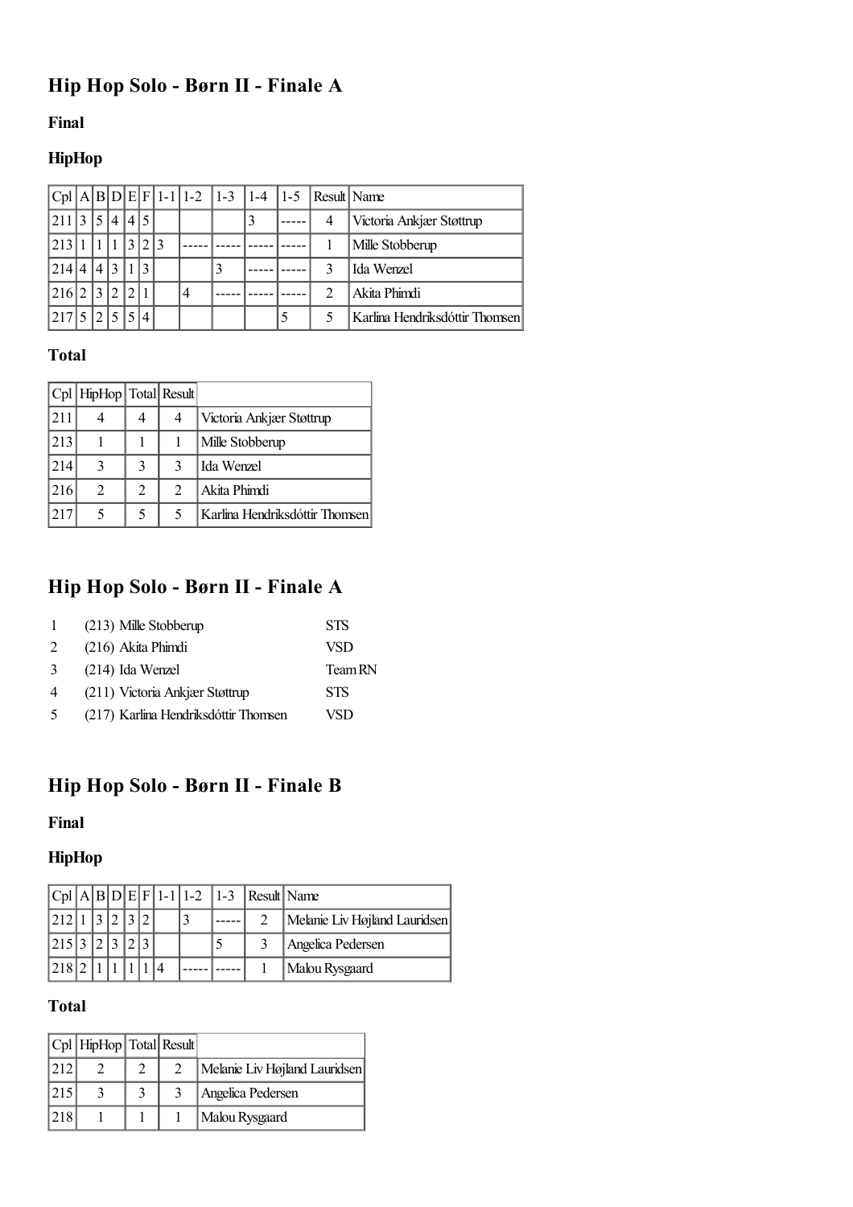## Hip Hop Solo - Børn II - Finale A

### Final

### HipHop

| Cpl | A | B | D | E | F | 1-1 | 1-2 | 1-3 | 1-4 | 1-5 | Result | Name |
|---|---|---|---|---|---|---|---|---|---|---|---|---|
| 211 | 3 | 5 | 4 | 4 | 5 | | | | 3 | ----- | 4 | Victoria Ankjær Støttrup |
| 213 | 1 | 1 | 1 | 3 | 2 | 3 | ----- | ----- | ----- | ----- | 1 | Mille Stobberup |
| 214 | 4 | 4 | 3 | 1 | 3 | | | 3 | ----- | ----- | 3 | Ida Wenzel |
| 216 | 2 | 3 | 2 | 2 | 1 | | 4 | ----- | ----- | ----- | 2 | Akita Phimdi |
| 217 | 5 | 2 | 5 | 5 | 4 | | | | | 5 | 5 | Karlina Hendriksdóttir Thomsen |

### Total

| Cpl | HipHop | Total | Result | |
|---|---|---|---|---|
| 211 | 4 | 4 | 4 | Victoria Ankjær Støttrup |
| 213 | 1 | 1 | 1 | Mille Stobberup |
| 214 | 3 | 3 | 3 | Ida Wenzel |
| 216 | 2 | 2 | 2 | Akita Phimdi |
| 217 | 5 | 5 | 5 | Karlina Hendriksdóttir Thomsen |

## Hip Hop Solo - Børn II - Finale A

| | | |
|---|---|---|
| 1 | (213) Mille Stobberup | STS |
| 2 | (216) Akita Phimdi | VSD |
| 3 | (214) Ida Wenzel | Team RN |
| 4 | (211) Victoria Ankjær Støttrup | STS |
| 5 | (217) Karlina Hendriksdóttir Thomsen | VSD |

## Hip Hop Solo - Børn II - Finale B

### Final

### HipHop

| Cpl | A | B | D | E | F | 1-1 | 1-2 | 1-3 | Result | Name |
|---|---|---|---|---|---|---|---|---|---|---|
| 212 | 1 | 3 | 2 | 3 | 2 | | 3 | ----- | 2 | Melanie Liv Højland Lauridsen |
| 215 | 3 | 2 | 3 | 2 | 3 | | | 5 | 3 | Angelica Pedersen |
| 218 | 2 | 1 | 1 | 1 | 1 | 4 | ----- | ----- | 1 | Malou Rysgaard |

### Total

| Cpl | HipHop | Total | Result | |
|---|---|---|---|---|
| 212 | 2 | 2 | 2 | Melanie Liv Højland Lauridsen |
| 215 | 3 | 3 | 3 | Angelica Pedersen |
| 218 | 1 | 1 | 1 | Malou Rysgaard |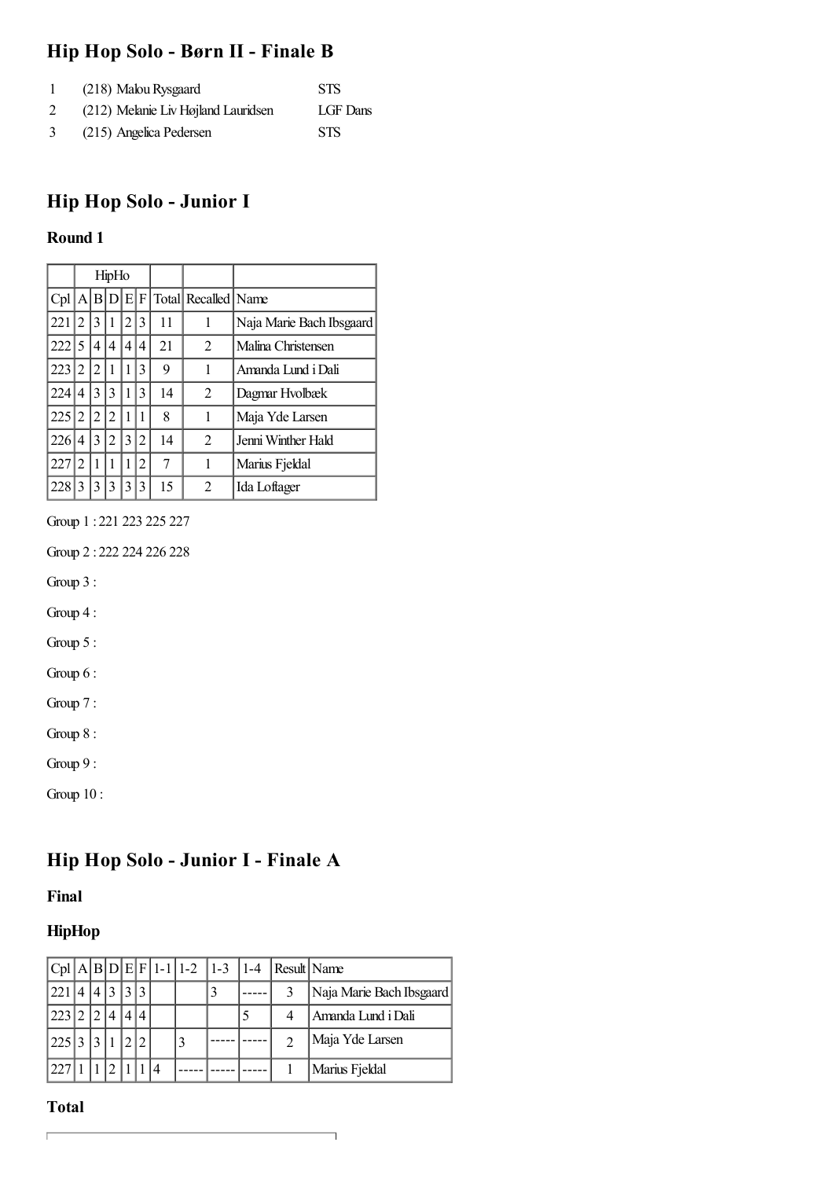## Hip Hop Solo - Børn II - Finale B

| | | |
|---|---|---|
| 1 | (218) Malou Rysgaard | STS |
| 2 | (212) Melanie Liv Højland Lauridsen | LGF Dans |
| 3 | (215) Angelica Pedersen | STS |

## Hip Hop Solo - Junior I

### Round 1

| | HipHo | | | | | | | |
|---|---|---|---|---|---|---|---|---|
| Cpl | A | B | D | E | F | Total | Recalled | Name |
| 221 | 2 | 3 | 1 | 2 | 3 | 11 | 1 | Naja Marie Bach Ibsgaard |
| 222 | 5 | 4 | 4 | 4 | 4 | 21 | 2 | Malina Christensen |
| 223 | 2 | 2 | 1 | 1 | 3 | 9 | 1 | Amanda Lund i Dali |
| 224 | 4 | 3 | 3 | 1 | 3 | 14 | 2 | Dagmar Hvolbæk |
| 225 | 2 | 2 | 2 | 1 | 1 | 8 | 1 | Maja Yde Larsen |
| 226 | 4 | 3 | 2 | 3 | 2 | 14 | 2 | Jenni Winther Hald |
| 227 | 2 | 1 | 1 | 1 | 2 | 7 | 1 | Marius Fjeldal |
| 228 | 3 | 3 | 3 | 3 | 3 | 15 | 2 | Ida Loftager |

Group 1 : 221 223 225 227

Group 2 : 222 224 226 228

Group 3 :

Group 4 :

Group 5 :

Group 6 :

Group 7 :

Group 8 :

Group 9 :

Group 10 :

## Hip Hop Solo - Junior I - Finale A

### Final

### HipHop

| Cpl | A | B | D | E | F | 1-1 | 1-2 | 1-3 | 1-4 | Result | Name |
|---|---|---|---|---|---|---|---|---|---|---|---|
| 221 | 4 | 4 | 3 | 3 | 3 | | | 3 | ----- | 3 | Naja Marie Bach Ibsgaard |
| 223 | 2 | 2 | 4 | 4 | 4 | | | | 5 | 4 | Amanda Lund i Dali |
| 225 | 3 | 3 | 1 | 2 | 2 | | 3 | ----- | ----- | 2 | Maja Yde Larsen |
| 227 | 1 | 1 | 2 | 1 | 1 | 4 | ----- | ----- | ----- | 1 | Marius Fjeldal |

### Total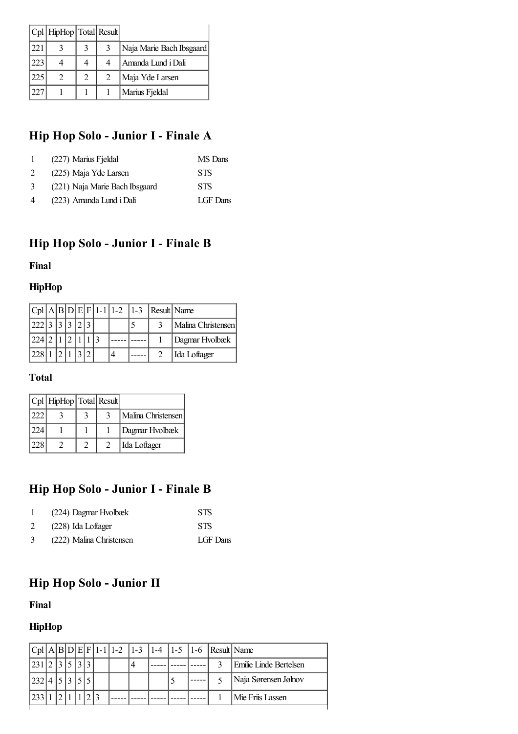| Cpl | HipHop | Total | Result | |
|---|---|---|---|---|
| 221 | 3 | 3 | 3 | Naja Marie Bach Ibsgaard |
| 223 | 4 | 4 | 4 | Amanda Lund i Dali |
| 225 | 2 | 2 | 2 | Maja Yde Larsen |
| 227 | 1 | 1 | 1 | Marius Fjeldal |

## Hip Hop Solo - Junior I - Finale A

| | | |
|---|---|---|
| 1 | (227) Marius Fjeldal | MS Dans |
| 2 | (225) Maja Yde Larsen | STS |
| 3 | (221) Naja Marie Bach Ibsgaard | STS |
| 4 | (223) Amanda Lund i Dali | LGF Dans |

## Hip Hop Solo - Junior I - Finale B

### Final

### HipHop

| Cpl | A | B | D | E | F | 1-1 | 1-2 | 1-3 | Result | Name |
|---|---|---|---|---|---|---|---|---|---|---|
| 222 | 3 | 3 | 3 | 2 | 3 | | | 5 | 3 | Malina Christensen |
| 224 | 2 | 1 | 2 | 1 | 1 | 3 | ----- | ----- | 1 | Dagmar Hvolbæk |
| 228 | 1 | 2 | 1 | 3 | 2 | | 4 | ----- | 2 | Ida Loftager |

### Total

| Cpl | HipHop | Total | Result | |
|---|---|---|---|---|
| 222 | 3 | 3 | 3 | Malina Christensen |
| 224 | 1 | 1 | 1 | Dagmar Hvolbæk |
| 228 | 2 | 2 | 2 | Ida Loftager |

## Hip Hop Solo - Junior I - Finale B

| | | |
|---|---|---|
| 1 | (224) Dagmar Hvolbæk | STS |
| 2 | (228) Ida Loftager | STS |
| 3 | (222) Malina Christensen | LGF Dans |

## Hip Hop Solo - Junior II

### Final

### HipHop

| Cpl | A | B | D | E | F | 1-1 | 1-2 | 1-3 | 1-4 | 1-5 | 1-6 | Result | Name |
|---|---|---|---|---|---|---|---|---|---|---|---|---|---|
| 231 | 2 | 3 | 5 | 3 | 3 | | | 4 | ----- | ----- | ----- | 3 | Emilie Linde Bertelsen |
| 232 | 4 | 5 | 3 | 5 | 5 | | | | | 5 | ----- | 5 | Naja Sørensen Jølnov |
| 233 | 1 | 2 | 1 | 1 | 2 | 3 | ----- | ----- | ----- | ----- | ----- | 1 | Mie Friis Lassen |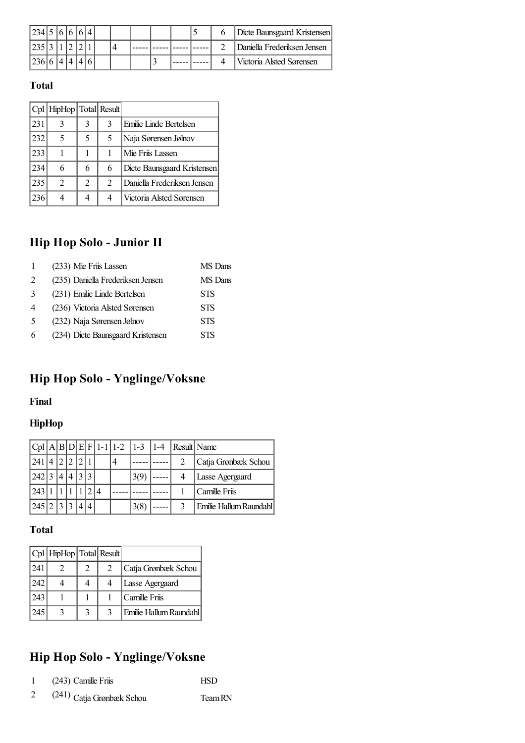| | | | | | | | | | | | | | |
|---|---|---|---|---|---|---|---|---|---|---|---|---|---|
| 234 | 5 | 6 | 6 | 6 | 4 | | | | | | 5 | 6 | Dicte Baunsgaard Kristensen |
| 235 | 3 | 1 | 2 | 2 | 1 | | 4 | ----- | ----- | ----- | ----- | 2 | Daniella Frederiksen Jensen |
| 236 | 6 | 4 | 4 | 4 | 6 | | | | 3 | ----- | ----- | 4 | Victoria Alsted Sørensen |

### Total

| Cpl | HipHop | Total | Result | |
|---|---|---|---|---|
| 231 | 3 | 3 | 3 | Emilie Linde Bertelsen |
| 232 | 5 | 5 | 5 | Naja Sørensen Jølnov |
| 233 | 1 | 1 | 1 | Mie Friis Lassen |
| 234 | 6 | 6 | 6 | Dicte Baunsgaard Kristensen |
| 235 | 2 | 2 | 2 | Daniella Frederiksen Jensen |
| 236 | 4 | 4 | 4 | Victoria Alsted Sørensen |

## Hip Hop Solo - Junior II

| | | |
|---|---|---|
| 1 | (233) Mie Friis Lassen | MS Dans |
| 2 | (235) Daniella Frederiksen Jensen | MS Dans |
| 3 | (231) Emilie Linde Bertelsen | STS |
| 4 | (236) Victoria Alsted Sørensen | STS |
| 5 | (232) Naja Sørensen Jølnov | STS |
| 6 | (234) Dicte Baunsgaard Kristensen | STS |

## Hip Hop Solo - Ynglinge/Voksne

### Final

### HipHop

| Cpl | A | B | D | E | F | 1-1 | 1-2 | 1-3 | 1-4 | Result | Name |
|---|---|---|---|---|---|---|---|---|---|---|---|
| 241 | 4 | 2 | 2 | 2 | 1 | | 4 | ----- | ----- | 2 | Catja Grønbæk Schou |
| 242 | 3 | 4 | 4 | 3 | 3 | | | 3(9) | ----- | 4 | Lasse Agergaard |
| 243 | 1 | 1 | 1 | 1 | 2 | 4 | ----- | ----- | ----- | 1 | Camille Friis |
| 245 | 2 | 3 | 3 | 4 | 4 | | | 3(8) | ----- | 3 | Emilie Hallum Raundahl |

### Total

| Cpl | HipHop | Total | Result | |
|---|---|---|---|---|
| 241 | 2 | 2 | 2 | Catja Grønbæk Schou |
| 242 | 4 | 4 | 4 | Lasse Agergaard |
| 243 | 1 | 1 | 1 | Camille Friis |
| 245 | 3 | 3 | 3 | Emilie Hallum Raundahl |

## Hip Hop Solo - Ynglinge/Voksne

| | | |
|---|---|---|
| 1 | (243) Camille Friis | HSD |
| 2 | (241) Catja Grønbæk Schou | Team RN |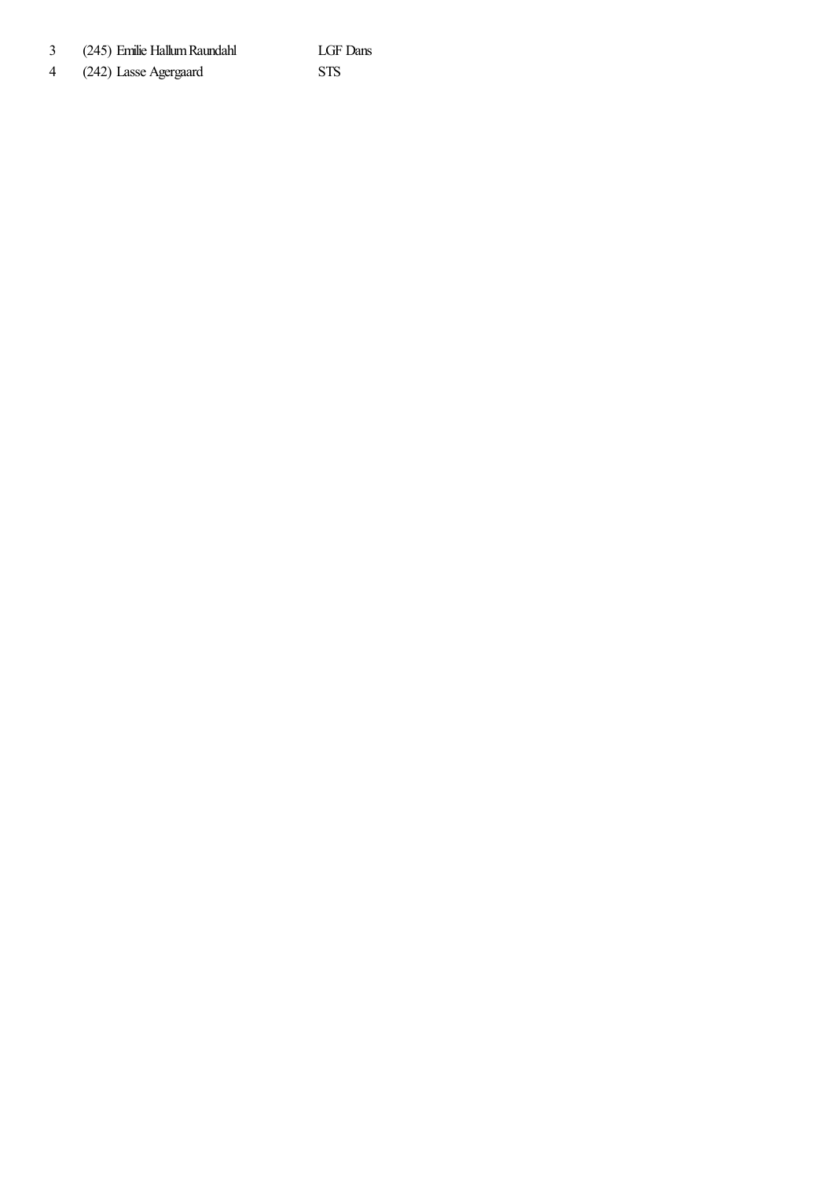| | | |
|---|---|---|
| 3 | (245) Emilie Hallum Raundahl | LGF Dans |
| 4 | (242) Lasse Agergaard | STS |